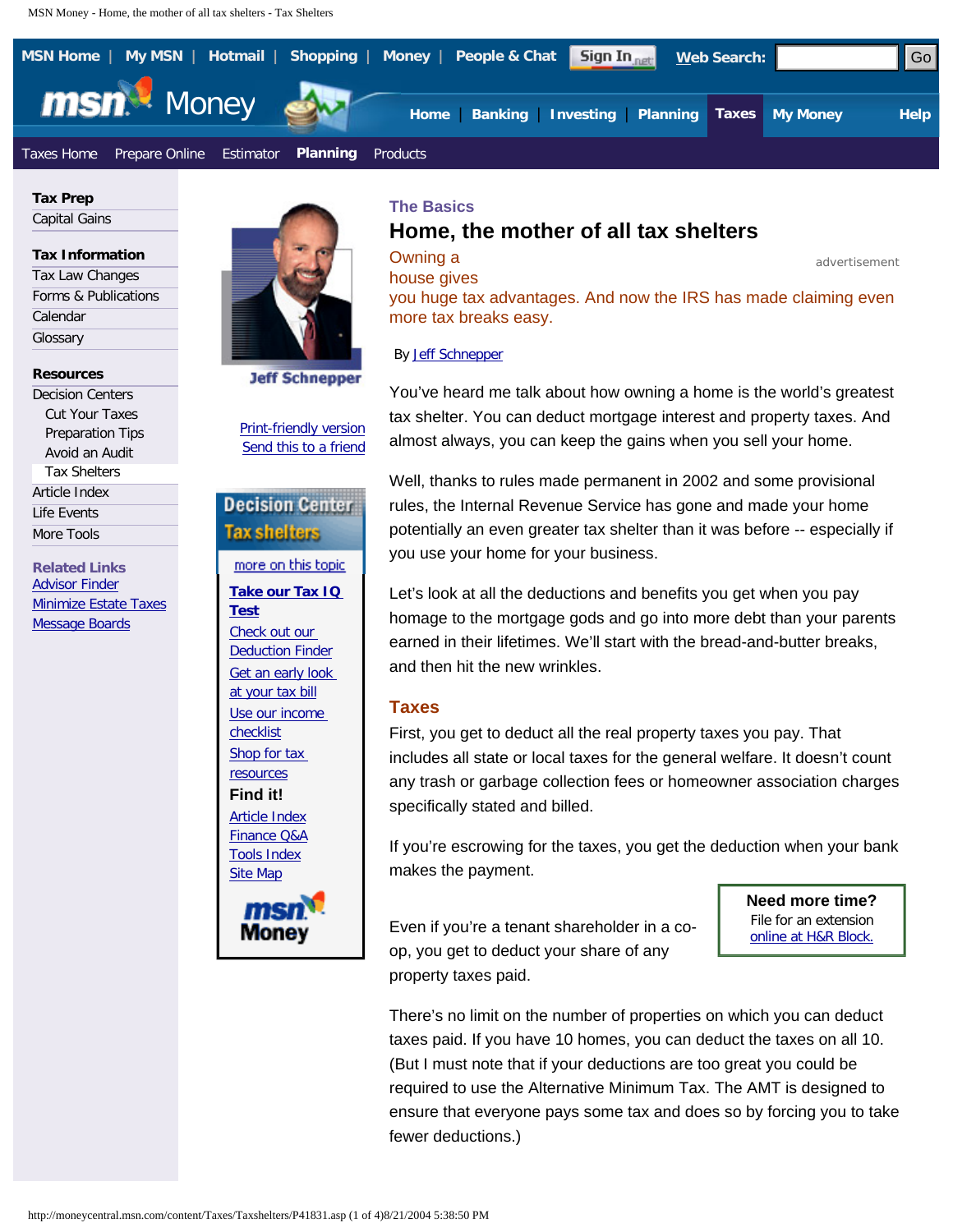The Basics

# Home, the mother of all tax shelters

Owning a house gives you huge tax advantages. And now the IRS has made claiming even more tax breaks easy.

By Jeff Schnepper

You've heard me talk about how owning a home is the world's greatest tax shelter. You can deduct mortgage interest and property taxes. And almost always, you can keep the gains when you sell your home.

Well, thanks to rules made permanent in 2002 and some provisional rules, the Internal Revenue Service has gone and made your home potentially an even greater tax shelter than it was before -- especially if you use your home for your business.

Let's look at all the deductions and benefits you get when you pay homage to the mortgage gods and go into more debt than your parents earned in their lifetimes. We'll start with the bread-and-butter breaks, and then hit the new wrinkles.

## Taxes

First, you get to deduct all the real property taxes you pay. That includes all state or local taxes for the general welfare. It doesn't count any trash or garbage collection fees or homeowner association charges specifically stated and billed.

If you're escrowing for the taxes, you get the deduction when your bank makes the payment.

Even if you're a tenant shareholder in a co-op, you get to deduct your share of any property taxes paid.

There's no limit on the number of properties on which you can deduct taxes paid. If you have 10 homes, you can deduct the taxes on all 10. (But I must note that if your deductions are too great you could be required to use the Alternative Minimum Tax. The AMT is designed to ensure that everyone pays some tax and does so by forcing you to take fewer deductions.)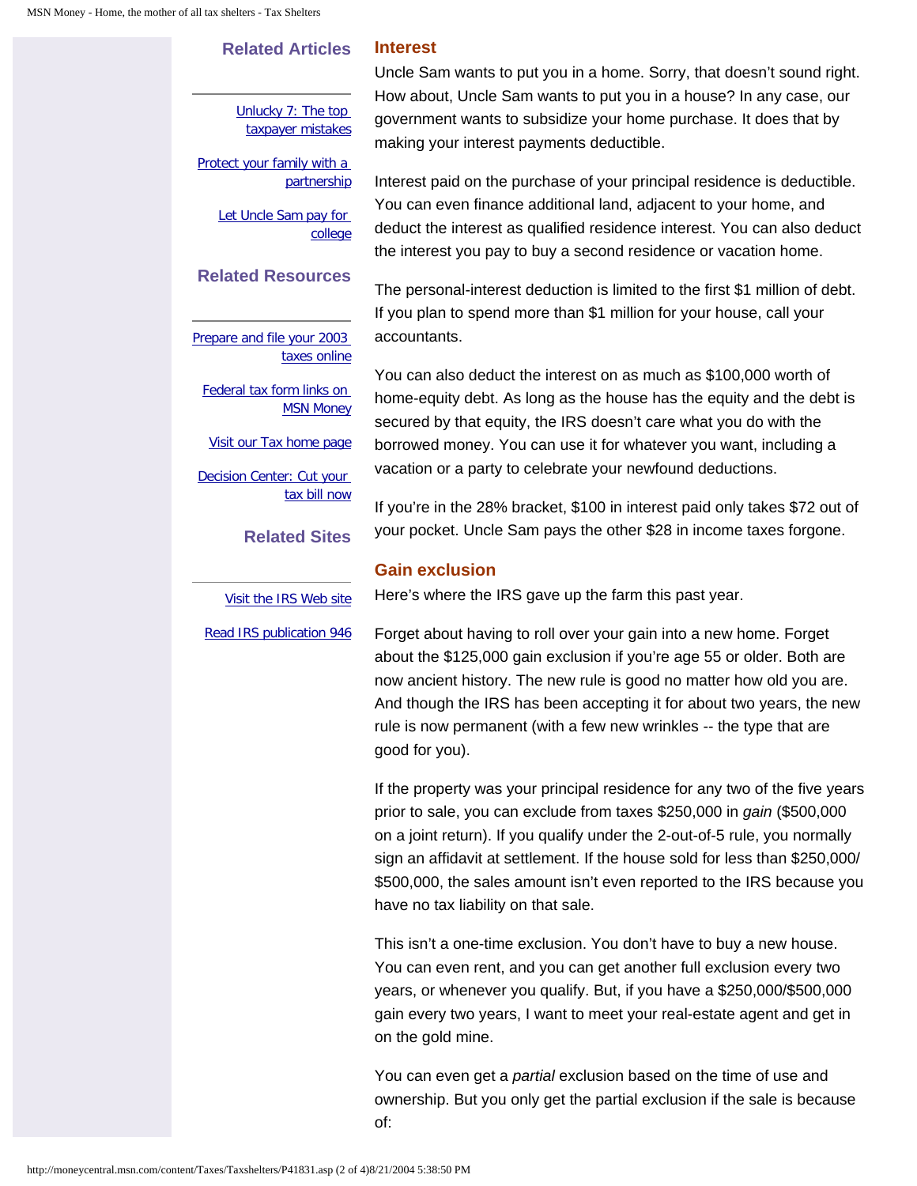## Related Articles

[Unlucky 7: The top taxpayer mistakes]

[Protect your family with a partnership]

[Let Uncle Sam pay for college]

## Related Resources

[Prepare and file your 2003 taxes online]

[Federal tax form links on MSN Money]

[Visit our Tax home page]

[Decision Center: Cut your tax bill now]

## Related Sites

[Visit the IRS Web site]

[Read IRS publication 946]

### Interest

Uncle Sam wants to put you in a home. Sorry, that doesn't sound right. How about, Uncle Sam wants to put you in a house? In any case, our government wants to subsidize your home purchase. It does that by making your interest payments deductible.

Interest paid on the purchase of your principal residence is deductible. You can even finance additional land, adjacent to your home, and deduct the interest as qualified residence interest. You can also deduct the interest you pay to buy a second residence or vacation home.

The personal-interest deduction is limited to the first $1 million of debt. If you plan to spend more than $1 million for your house, call your accountants.

You can also deduct the interest on as much as $100,000 worth of home-equity debt. As long as the house has the equity and the debt is secured by that equity, the IRS doesn't care what you do with the borrowed money. You can use it for whatever you want, including a vacation or a party to celebrate your newfound deductions.

If you're in the 28% bracket, $100 in interest paid only takes $72 out of your pocket. Uncle Sam pays the other $28 in income taxes forgone.

### Gain exclusion

Here's where the IRS gave up the farm this past year.

Forget about having to roll over your gain into a new home. Forget about the $125,000 gain exclusion if you're age 55 or older. Both are now ancient history. The new rule is good no matter how old you are. And though the IRS has been accepting it for about two years, the new rule is now permanent (with a few new wrinkles -- the type that are good for you).

If the property was your principal residence for any two of the five years prior to sale, you can exclude from taxes $250,000 in *gain* ($500,000 on a joint return). If you qualify under the 2-out-of-5 rule, you normally sign an affidavit at settlement. If the house sold for less than $250,000/ $500,000, the sales amount isn't even reported to the IRS because you have no tax liability on that sale.

This isn't a one-time exclusion. You don't have to buy a new house. You can even rent, and you can get another full exclusion every two years, or whenever you qualify. But, if you have a $250,000/$500,000 gain every two years, I want to meet your real-estate agent and get in on the gold mine.

You can even get a *partial* exclusion based on the time of use and ownership. But you only get the partial exclusion if the sale is because of: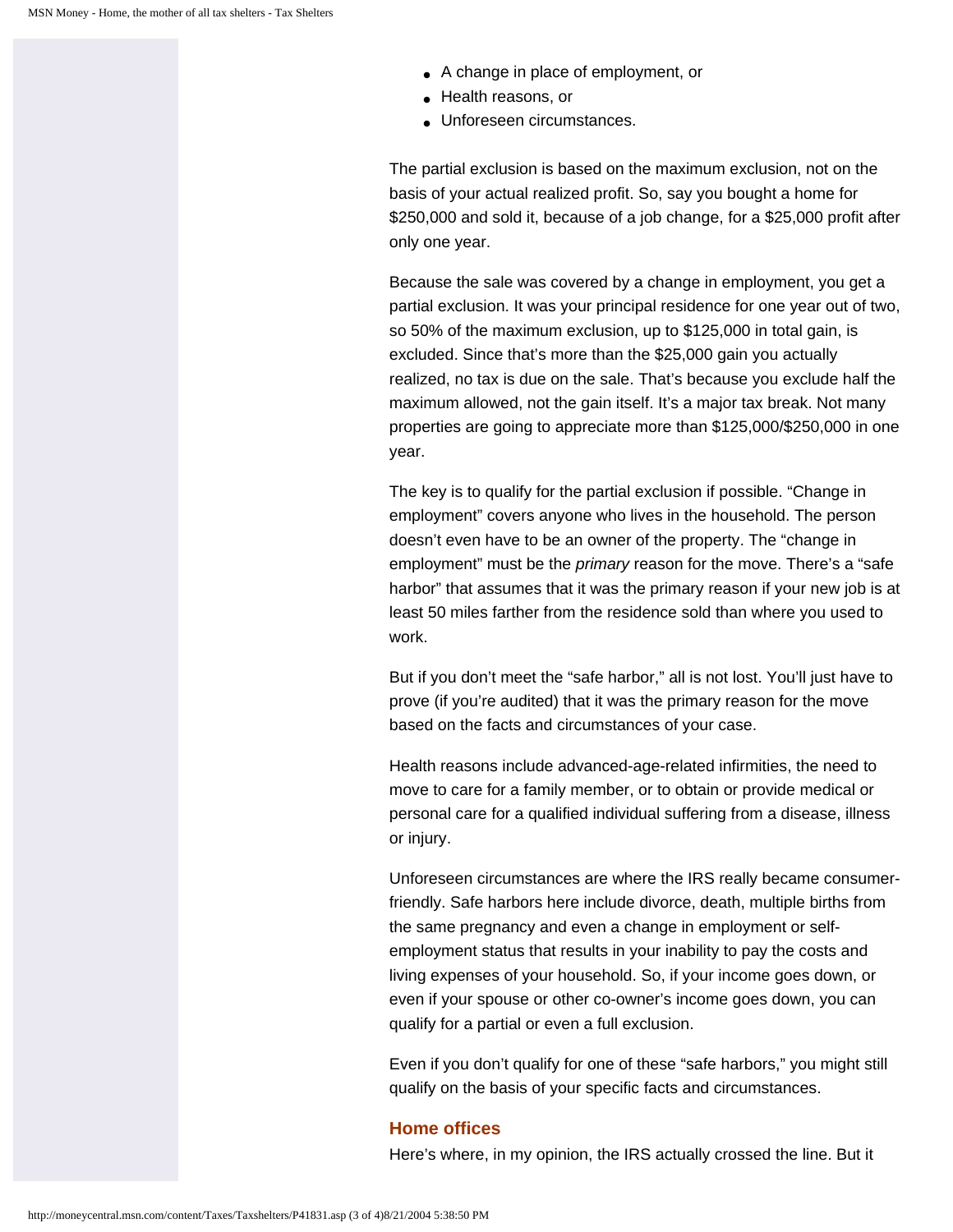- A change in place of employment, or
- Health reasons, or
- Unforeseen circumstances.

The partial exclusion is based on the maximum exclusion, not on the basis of your actual realized profit. So, say you bought a home for $250,000 and sold it, because of a job change, for a $25,000 profit after only one year.

Because the sale was covered by a change in employment, you get a partial exclusion. It was your principal residence for one year out of two, so 50% of the maximum exclusion, up to $125,000 in total gain, is excluded. Since that's more than the $25,000 gain you actually realized, no tax is due on the sale. That's because you exclude half the maximum allowed, not the gain itself. It's a major tax break. Not many properties are going to appreciate more than $125,000/$250,000 in one year.

The key is to qualify for the partial exclusion if possible. "Change in employment" covers anyone who lives in the household. The person doesn't even have to be an owner of the property. The "change in employment" must be the *primary* reason for the move. There's a "safe harbor" that assumes that it was the primary reason if your new job is at least 50 miles farther from the residence sold than where you used to work.

But if you don't meet the "safe harbor," all is not lost. You'll just have to prove (if you're audited) that it was the primary reason for the move based on the facts and circumstances of your case.

Health reasons include advanced-age-related infirmities, the need to move to care for a family member, or to obtain or provide medical or personal care for a qualified individual suffering from a disease, illness or injury.

Unforeseen circumstances are where the IRS really became consumer-friendly. Safe harbors here include divorce, death, multiple births from the same pregnancy and even a change in employment or self-employment status that results in your inability to pay the costs and living expenses of your household. So, if your income goes down, or even if your spouse or other co-owner's income goes down, you can qualify for a partial or even a full exclusion.

Even if you don't qualify for one of these "safe harbors," you might still qualify on the basis of your specific facts and circumstances.

### Home offices

Here's where, in my opinion, the IRS actually crossed the line. But it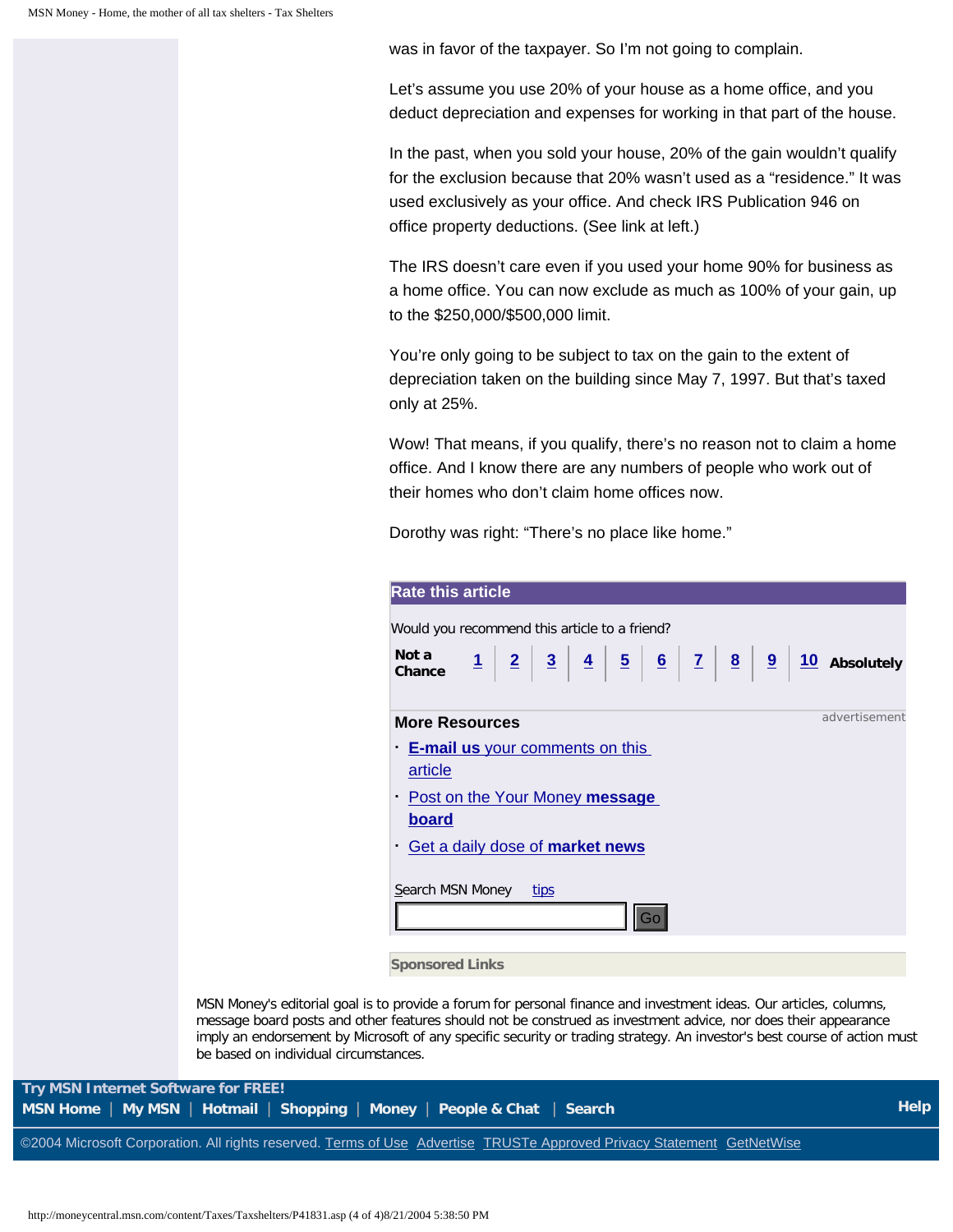was in favor of the taxpayer. So I'm not going to complain.

Let's assume you use 20% of your house as a home office, and you deduct depreciation and expenses for working in that part of the house.

In the past, when you sold your house, 20% of the gain wouldn't qualify for the exclusion because that 20% wasn't used as a "residence." It was used exclusively as your office. And check IRS Publication 946 on office property deductions. (See link at left.)

The IRS doesn't care even if you used your home 90% for business as a home office. You can now exclude as much as 100% of your gain, up to the $250,000/$500,000 limit.

You're only going to be subject to tax on the gain to the extent of depreciation taken on the building since May 7, 1997. But that's taxed only at 25%.

Wow! That means, if you qualify, there's no reason not to claim a home office. And I know there are any numbers of people who work out of their homes who don't claim home offices now.

Dorothy was right: "There's no place like home."

**Rate this article**

Would you recommend this article to a friend?

**Not a Chance** 1 | 2 | 3 | 4 | 5 | 6 | 7 | 8 | 9 | 10 **Absolutely**

**More Resources**

advertisement

- **E-mail us** your comments on this article
- Post on the Your Money **message board**
- Get a daily dose of **market news**

Search MSN Money tips

Go

**Sponsored Links**

MSN Money's editorial goal is to provide a forum for personal finance and investment ideas. Our articles, columns, message board posts and other features should not be construed as investment advice, nor does their appearance imply an endorsement by Microsoft of any specific security or trading strategy. An investor's best course of action must be based on individual circumstances.

**Try MSN Internet Software for FREE!**

**MSN Home** | **My MSN** | **Hotmail** | **Shopping** | **Money** | **People & Chat** | **Search** **Help**

©2004 Microsoft Corporation. All rights reserved. Terms of Use Advertise TRUSTe Approved Privacy Statement GetNetWise